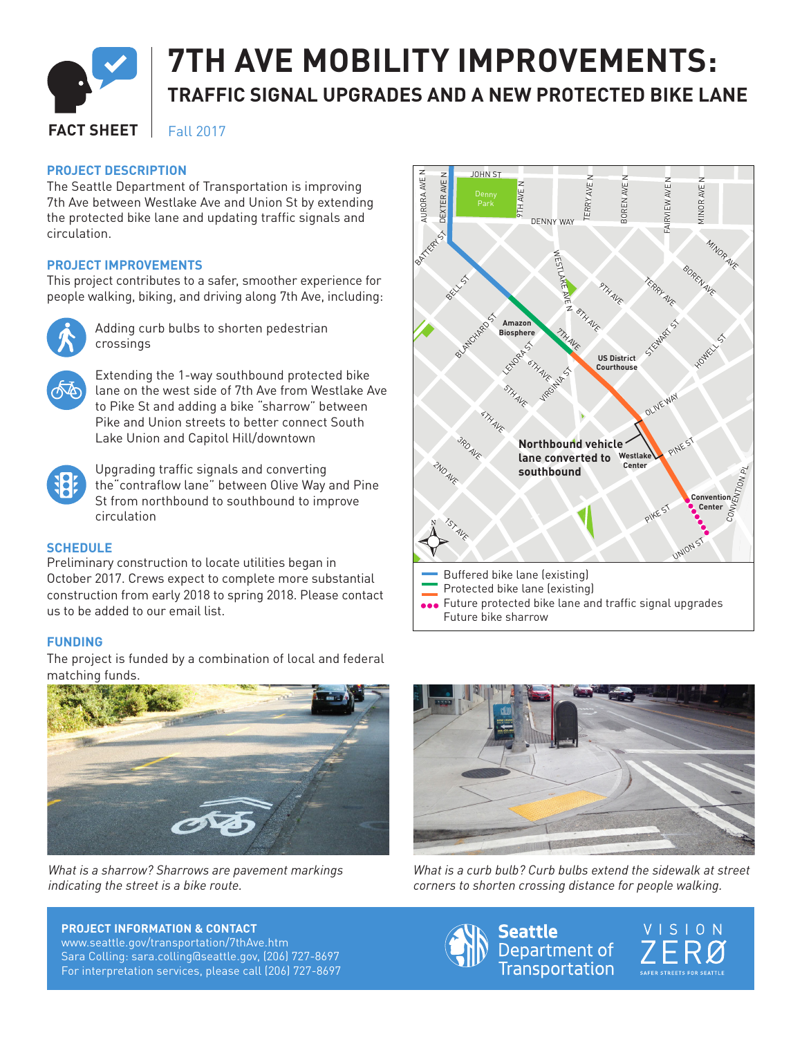# 7TH AVE MOBILITY IMPROVEMENTS:

## TRAFFIC SIGNAL UPGRADES AND A NEW PROTECTED BIKE LANE

**FACT SHEET** | Fall 2017

### PROJECT DESCRIPTION

The Seattle Department of Transportation is improving 7th Ave between Westlake Ave and Union St by extending the protected bike lane and updating traffic signals and circulation.

### PROJECT IMPROVEMENTS

This project contributes to a safer, smoother experience for people walking, biking, and driving along 7th Ave, including:

- Adding curb bulbs to shorten pedestrian crossings
- Extending the 1-way southbound protected bike lane on the west side of 7th Ave from Westlake Ave to Pike St and adding a bike "sharrow" between Pike and Union streets to better connect South Lake Union and Capitol Hill/downtown
- Upgrading traffic signals and converting the"contraflow lane" between Olive Way and Pine St from northbound to southbound to improve circulation

### SCHEDULE

Preliminary construction to locate utilities began in October 2017. Crews expect to complete more substantial construction from early 2018 to spring 2018. Please contact us to be added to our email list.

### FUNDING

The project is funded by a combination of local and federal matching funds.

Northbound vehicle lane converted to southbound

- Buffered bike lane (existing)
- Protected bike lane (existing)
- Future protected bike lane and traffic signal upgrades
- Future bike sharrow

*What is a sharrow? Sharrows are pavement markings indicating the street is a bike route.*

*What is a curb bulb? Curb bulbs extend the sidewalk at street corners to shorten crossing distance for people walking.*

**PROJECT INFORMATION & CONTACT**
www.seattle.gov/transportation/7thAve.htm
Sara Colling: sara.colling@seattle.gov, (206) 727-8697
For interpretation services, please call (206) 727-8697

Seattle Department of Transportation

VISION ZERØ — SAFER STREETS FOR SEATTLE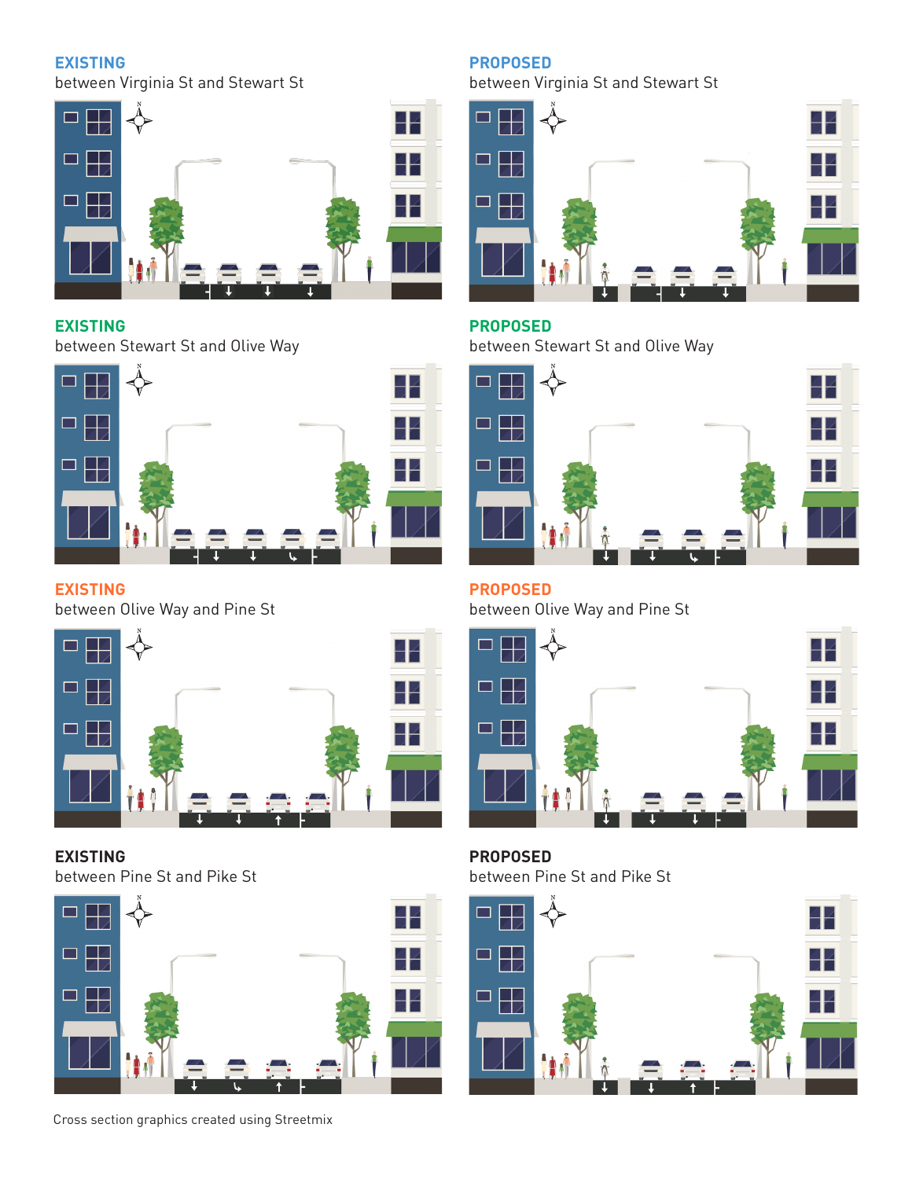**EXISTING**
between Virginia St and Stewart St

**PROPOSED**
between Virginia St and Stewart St

**EXISTING**
between Stewart St and Olive Way

**PROPOSED**
between Stewart St and Olive Way

**EXISTING**
between Olive Way and Pine St

**PROPOSED**
between Olive Way and Pine St

**EXISTING**
between Pine St and Pike St

**PROPOSED**
between Pine St and Pike St

Cross section graphics created using Streetmix